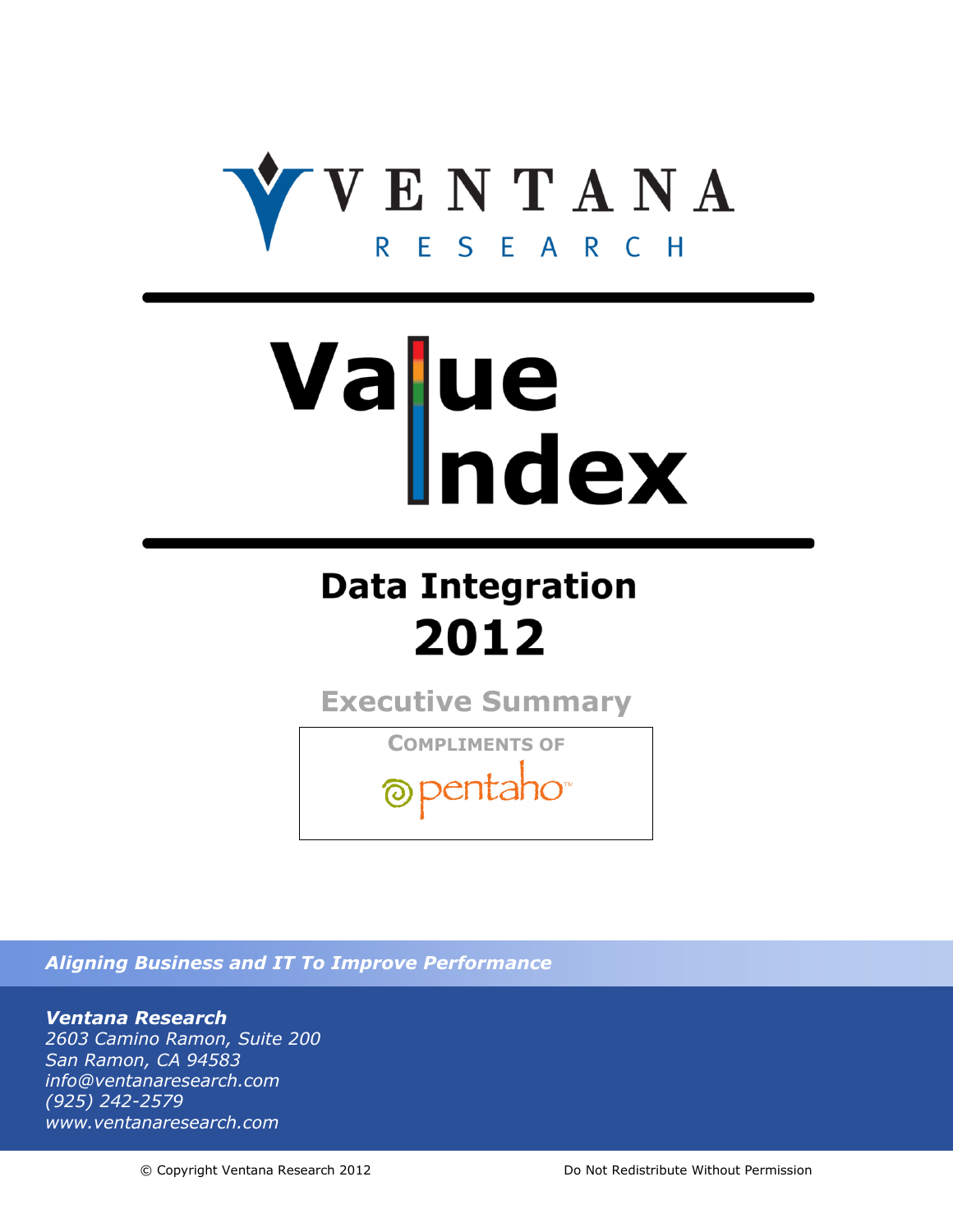# VENTANA RESEARCH

# Value Index

## Data Integration 2012

### Executive Summary

COMPLIMENTS OF

pentaho™

*Aligning Business and IT To Improve Performance*

***Ventana Research***
*2603 Camino Ramon, Suite 200*
*San Ramon, CA 94583*
*info@ventanaresearch.com*
*(925) 242-2579*
*www.ventanaresearch.com*

© Copyright Ventana Research 2012 Do Not Redistribute Without Permission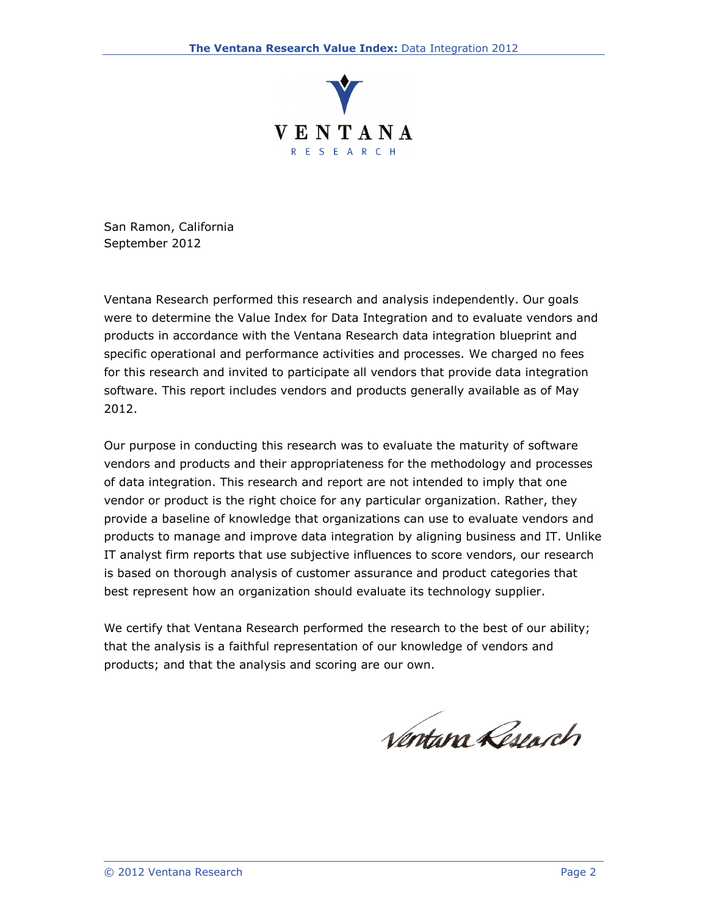San Ramon, California
September 2012

Ventana Research performed this research and analysis independently. Our goals were to determine the Value Index for Data Integration and to evaluate vendors and products in accordance with the Ventana Research data integration blueprint and specific operational and performance activities and processes. We charged no fees for this research and invited to participate all vendors that provide data integration software. This report includes vendors and products generally available as of May 2012.

Our purpose in conducting this research was to evaluate the maturity of software vendors and products and their appropriateness for the methodology and processes of data integration. This research and report are not intended to imply that one vendor or product is the right choice for any particular organization. Rather, they provide a baseline of knowledge that organizations can use to evaluate vendors and products to manage and improve data integration by aligning business and IT. Unlike IT analyst firm reports that use subjective influences to score vendors, our research is based on thorough analysis of customer assurance and product categories that best represent how an organization should evaluate its technology supplier.

We certify that Ventana Research performed the research to the best of our ability; that the analysis is a faithful representation of our knowledge of vendors and products; and that the analysis and scoring are our own.

Ventana Research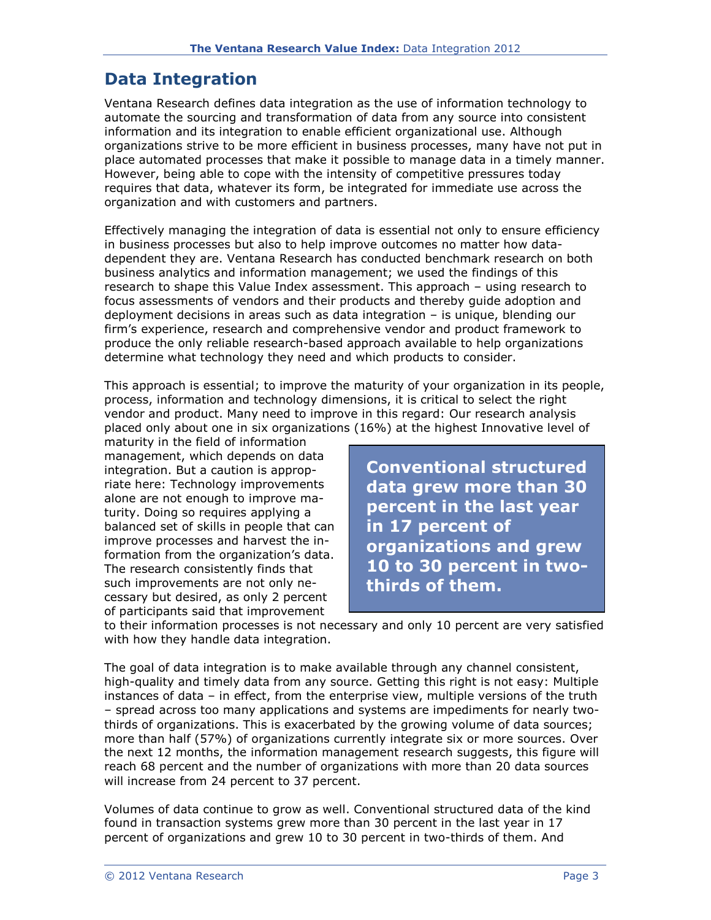## Data Integration

Ventana Research defines data integration as the use of information technology to automate the sourcing and transformation of data from any source into consistent information and its integration to enable efficient organizational use. Although organizations strive to be more efficient in business processes, many have not put in place automated processes that make it possible to manage data in a timely manner. However, being able to cope with the intensity of competitive pressures today requires that data, whatever its form, be integrated for immediate use across the organization and with customers and partners.

Effectively managing the integration of data is essential not only to ensure efficiency in business processes but also to help improve outcomes no matter how data-dependent they are. Ventana Research has conducted benchmark research on both business analytics and information management; we used the findings of this research to shape this Value Index assessment. This approach – using research to focus assessments of vendors and their products and thereby guide adoption and deployment decisions in areas such as data integration – is unique, blending our firm's experience, research and comprehensive vendor and product framework to produce the only reliable research-based approach available to help organizations determine what technology they need and which products to consider.

This approach is essential; to improve the maturity of your organization in its people, process, information and technology dimensions, it is critical to select the right vendor and product. Many need to improve in this regard: Our research analysis placed only about one in six organizations (16%) at the highest Innovative level of maturity in the field of information management, which depends on data integration. But a caution is appropriate here: Technology improvements alone are not enough to improve maturity. Doing so requires applying a balanced set of skills in people that can improve processes and harvest the information from the organization's data. The research consistently finds that such improvements are not only necessary but desired, as only 2 percent of participants said that improvement to their information processes is not necessary and only 10 percent are very satisfied with how they handle data integration.

> **Conventional structured data grew more than 30 percent in the last year in 17 percent of organizations and grew 10 to 30 percent in two-thirds of them.**

The goal of data integration is to make available through any channel consistent, high-quality and timely data from any source. Getting this right is not easy: Multiple instances of data – in effect, from the enterprise view, multiple versions of the truth – spread across too many applications and systems are impediments for nearly two-thirds of organizations. This is exacerbated by the growing volume of data sources; more than half (57%) of organizations currently integrate six or more sources. Over the next 12 months, the information management research suggests, this figure will reach 68 percent and the number of organizations with more than 20 data sources will increase from 24 percent to 37 percent.

Volumes of data continue to grow as well. Conventional structured data of the kind found in transaction systems grew more than 30 percent in the last year in 17 percent of organizations and grew 10 to 30 percent in two-thirds of them. And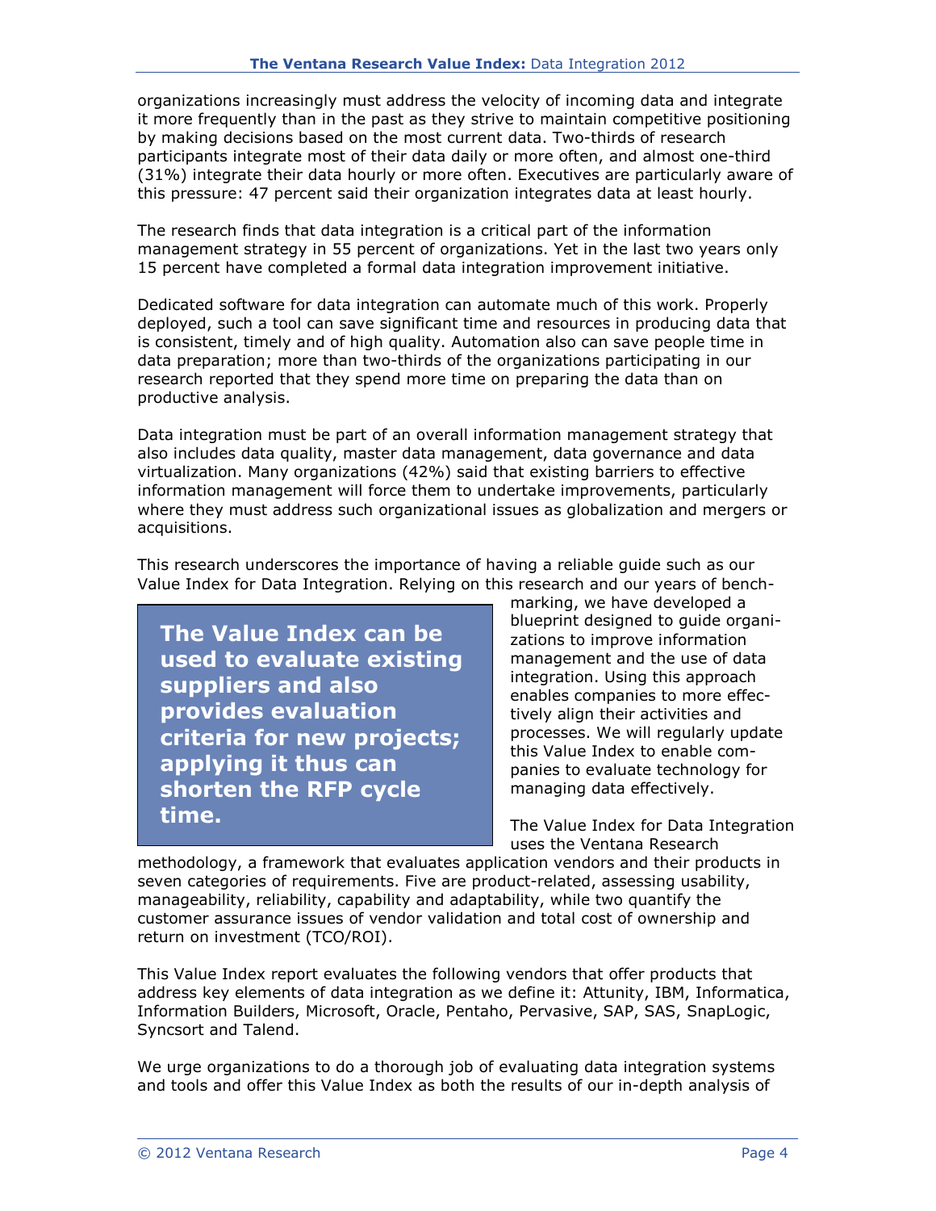organizations increasingly must address the velocity of incoming data and integrate it more frequently than in the past as they strive to maintain competitive positioning by making decisions based on the most current data. Two-thirds of research participants integrate most of their data daily or more often, and almost one-third (31%) integrate their data hourly or more often. Executives are particularly aware of this pressure: 47 percent said their organization integrates data at least hourly.

The research finds that data integration is a critical part of the information management strategy in 55 percent of organizations. Yet in the last two years only 15 percent have completed a formal data integration improvement initiative.

Dedicated software for data integration can automate much of this work. Properly deployed, such a tool can save significant time and resources in producing data that is consistent, timely and of high quality. Automation also can save people time in data preparation; more than two-thirds of the organizations participating in our research reported that they spend more time on preparing the data than on productive analysis.

Data integration must be part of an overall information management strategy that also includes data quality, master data management, data governance and data virtualization. Many organizations (42%) said that existing barriers to effective information management will force them to undertake improvements, particularly where they must address such organizational issues as globalization and mergers or acquisitions.

This research underscores the importance of having a reliable guide such as our Value Index for Data Integration. Relying on this research and our years of benchmarking, we have developed a blueprint designed to guide organizations to improve information management and the use of data integration. Using this approach enables companies to more effectively align their activities and processes. We will regularly update this Value Index to enable companies to evaluate technology for managing data effectively.

**The Value Index can be used to evaluate existing suppliers and also provides evaluation criteria for new projects; applying it thus can shorten the RFP cycle time.**

The Value Index for Data Integration uses the Ventana Research methodology, a framework that evaluates application vendors and their products in seven categories of requirements. Five are product-related, assessing usability, manageability, reliability, capability and adaptability, while two quantify the customer assurance issues of vendor validation and total cost of ownership and return on investment (TCO/ROI).

This Value Index report evaluates the following vendors that offer products that address key elements of data integration as we define it: Attunity, IBM, Informatica, Information Builders, Microsoft, Oracle, Pentaho, Pervasive, SAP, SAS, SnapLogic, Syncsort and Talend.

We urge organizations to do a thorough job of evaluating data integration systems and tools and offer this Value Index as both the results of our in-depth analysis of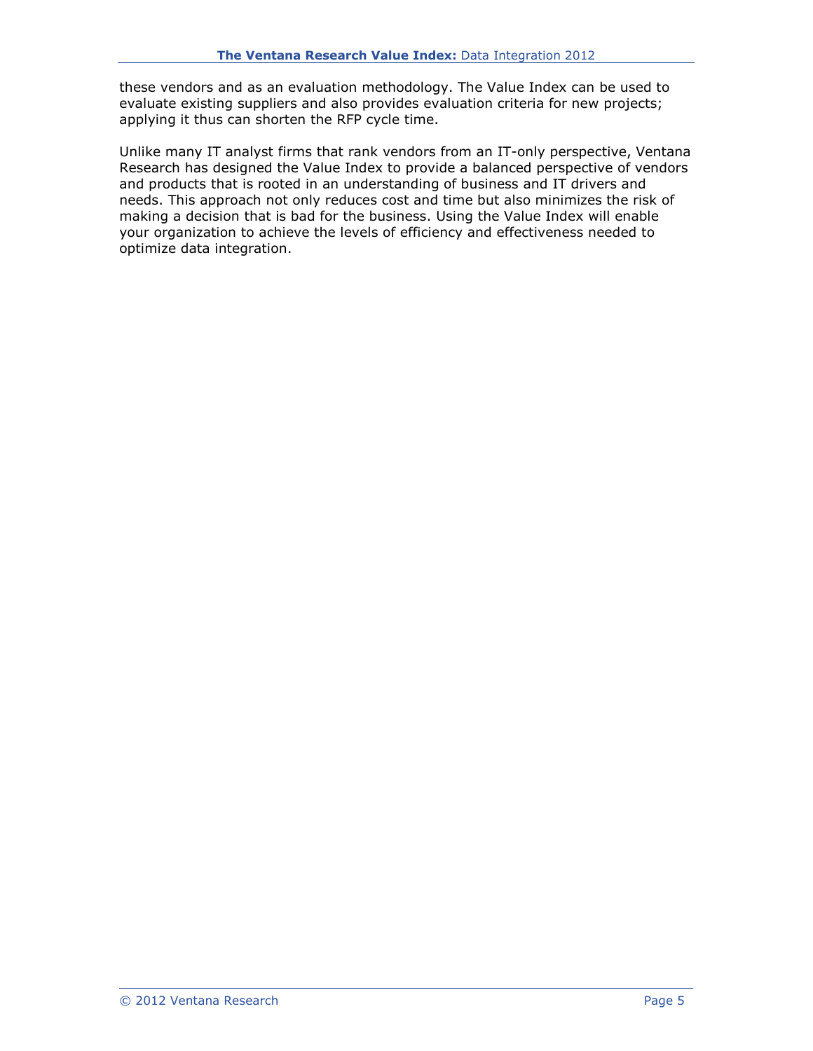these vendors and as an evaluation methodology. The Value Index can be used to evaluate existing suppliers and also provides evaluation criteria for new projects; applying it thus can shorten the RFP cycle time.

Unlike many IT analyst firms that rank vendors from an IT-only perspective, Ventana Research has designed the Value Index to provide a balanced perspective of vendors and products that is rooted in an understanding of business and IT drivers and needs. This approach not only reduces cost and time but also minimizes the risk of making a decision that is bad for the business. Using the Value Index will enable your organization to achieve the levels of efficiency and effectiveness needed to optimize data integration.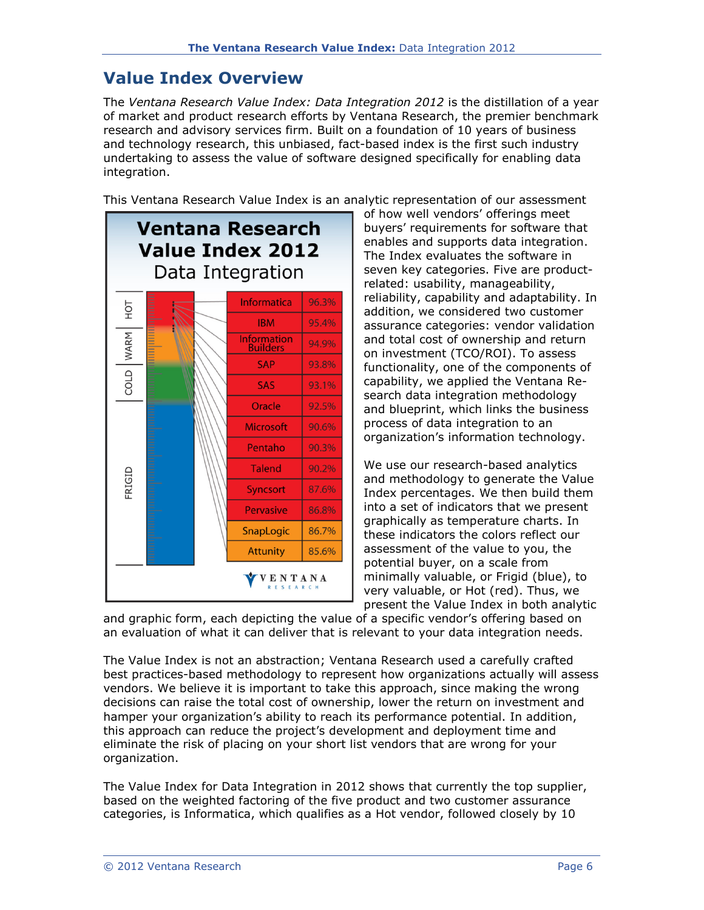## Value Index Overview

The *Ventana Research Value Index: Data Integration 2012* is the distillation of a year of market and product research efforts by Ventana Research, the premier benchmark research and advisory services firm. Built on a foundation of 10 years of business and technology research, this unbiased, fact-based index is the first such industry undertaking to assess the value of software designed specifically for enabling data integration.

This Ventana Research Value Index is an analytic representation of our assessment of how well vendors' offerings meet buyers' requirements for software that enables and supports data integration. The Index evaluates the software in seven key categories. Five are product-related: usability, manageability, reliability, capability and adaptability. In addition, we considered two customer assurance categories: vendor validation and total cost of ownership and return on investment (TCO/ROI). To assess functionality, one of the components of capability, we applied the Ventana Research data integration methodology and blueprint, which links the business process of data integration to an organization's information technology.

**Ventana Research Value Index 2012 – Data Integration**

| Vendor | Value Index |
|---|---|
| Informatica | 96.3% |
| IBM | 95.4% |
| Information Builders | 94.9% |
| SAP | 93.8% |
| SAS | 93.1% |
| Oracle | 92.5% |
| Microsoft | 90.6% |
| Pentaho | 90.3% |
| Talend | 90.2% |
| Syncsort | 87.6% |
| Pervasive | 86.8% |
| SnapLogic | 86.7% |
| Attunity | 85.6% |

We use our research-based analytics and methodology to generate the Value Index percentages. We then build them into a set of indicators that we present graphically as temperature charts. In these indicators the colors reflect our assessment of the value to you, the potential buyer, on a scale from minimally valuable, or Frigid (blue), to very valuable, or Hot (red). Thus, we present the Value Index in both analytic and graphic form, each depicting the value of a specific vendor's offering based on an evaluation of what it can deliver that is relevant to your data integration needs.

The Value Index is not an abstraction; Ventana Research used a carefully crafted best practices-based methodology to represent how organizations actually will assess vendors. We believe it is important to take this approach, since making the wrong decisions can raise the total cost of ownership, lower the return on investment and hamper your organization's ability to reach its performance potential. In addition, this approach can reduce the project's development and deployment time and eliminate the risk of placing on your short list vendors that are wrong for your organization.

The Value Index for Data Integration in 2012 shows that currently the top supplier, based on the weighted factoring of the five product and two customer assurance categories, is Informatica, which qualifies as a Hot vendor, followed closely by 10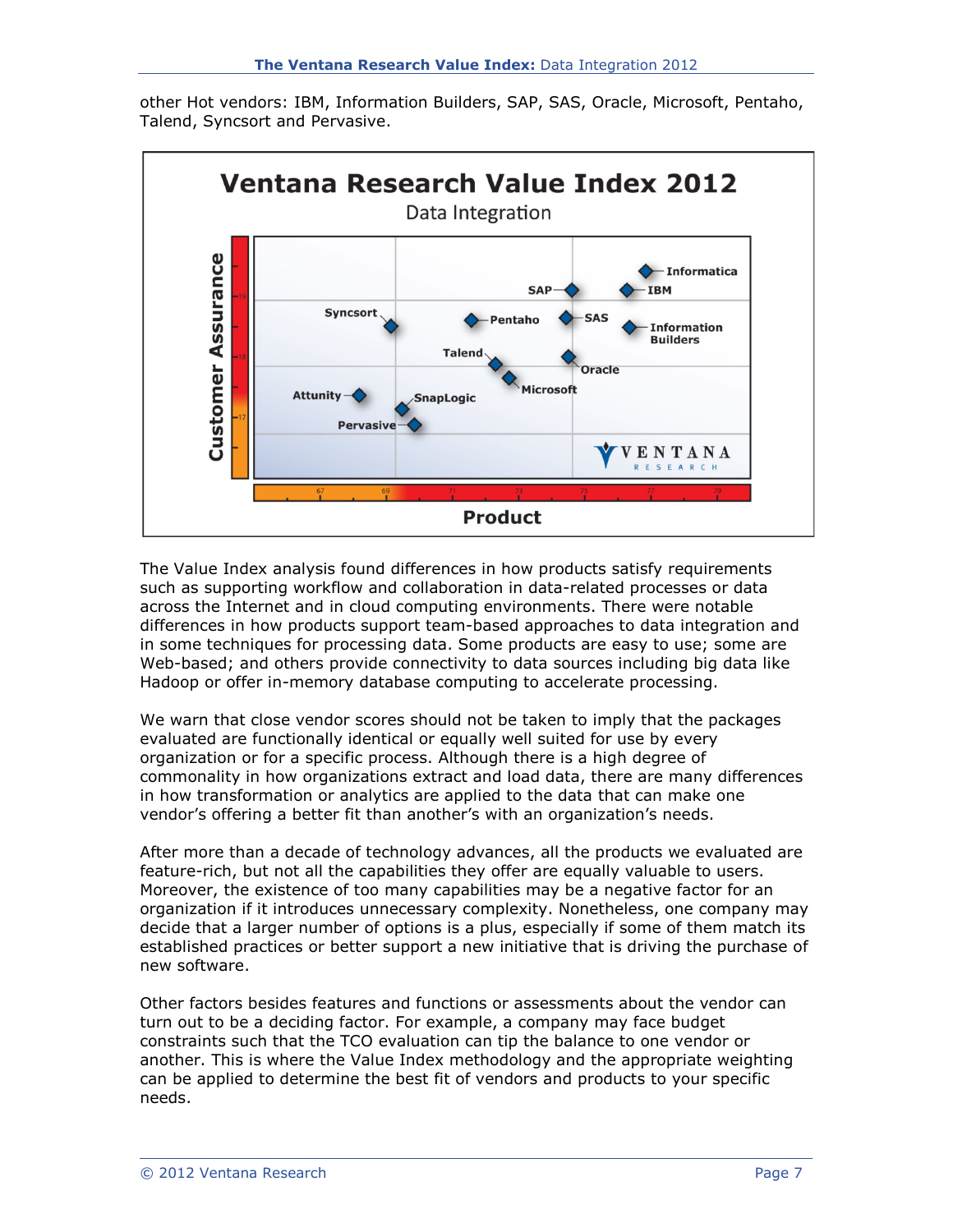other Hot vendors: IBM, Information Builders, SAP, SAS, Oracle, Microsoft, Pentaho, Talend, Syncsort and Pervasive.

The Value Index analysis found differences in how products satisfy requirements such as supporting workflow and collaboration in data-related processes or data across the Internet and in cloud computing environments. There were notable differences in how products support team-based approaches to data integration and in some techniques for processing data. Some products are easy to use; some are Web-based; and others provide connectivity to data sources including big data like Hadoop or offer in-memory database computing to accelerate processing.

We warn that close vendor scores should not be taken to imply that the packages evaluated are functionally identical or equally well suited for use by every organization or for a specific process. Although there is a high degree of commonality in how organizations extract and load data, there are many differences in how transformation or analytics are applied to the data that can make one vendor's offering a better fit than another's with an organization's needs.

After more than a decade of technology advances, all the products we evaluated are feature-rich, but not all the capabilities they offer are equally valuable to users. Moreover, the existence of too many capabilities may be a negative factor for an organization if it introduces unnecessary complexity. Nonetheless, one company may decide that a larger number of options is a plus, especially if some of them match its established practices or better support a new initiative that is driving the purchase of new software.

Other factors besides features and functions or assessments about the vendor can turn out to be a deciding factor. For example, a company may face budget constraints such that the TCO evaluation can tip the balance to one vendor or another. This is where the Value Index methodology and the appropriate weighting can be applied to determine the best fit of vendors and products to your specific needs.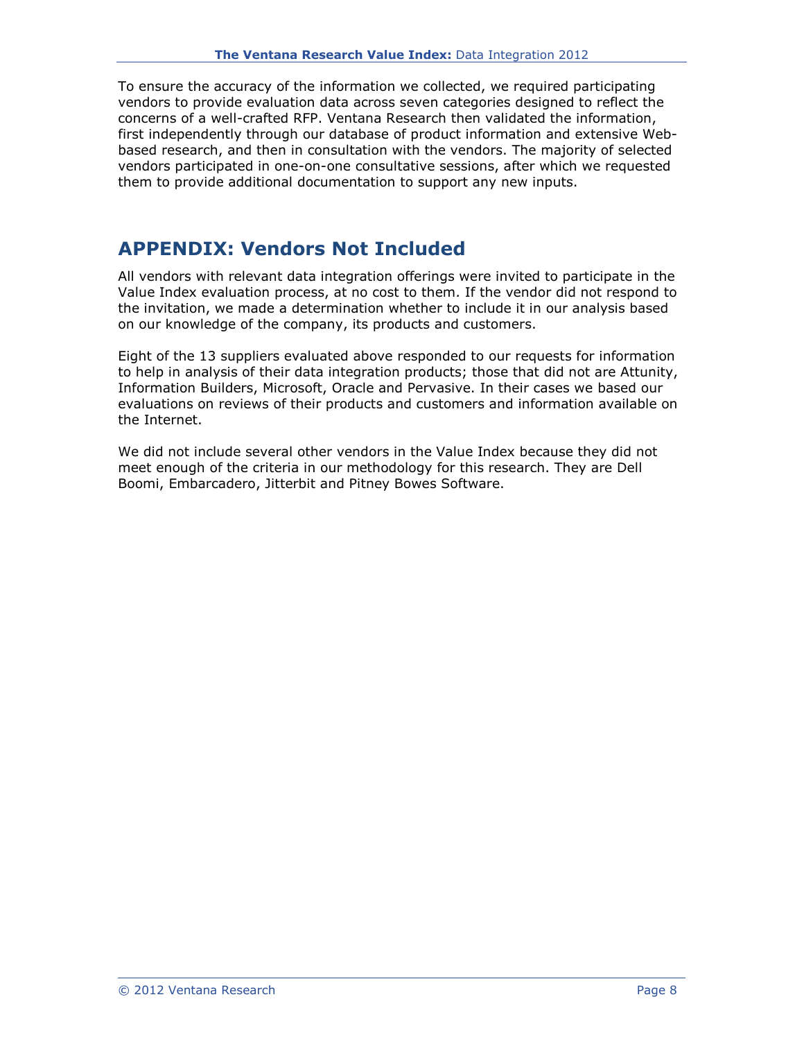To ensure the accuracy of the information we collected, we required participating vendors to provide evaluation data across seven categories designed to reflect the concerns of a well-crafted RFP. Ventana Research then validated the information, first independently through our database of product information and extensive Web-based research, and then in consultation with the vendors. The majority of selected vendors participated in one-on-one consultative sessions, after which we requested them to provide additional documentation to support any new inputs.

## APPENDIX: Vendors Not Included

All vendors with relevant data integration offerings were invited to participate in the Value Index evaluation process, at no cost to them. If the vendor did not respond to the invitation, we made a determination whether to include it in our analysis based on our knowledge of the company, its products and customers.

Eight of the 13 suppliers evaluated above responded to our requests for information to help in analysis of their data integration products; those that did not are Attunity, Information Builders, Microsoft, Oracle and Pervasive. In their cases we based our evaluations on reviews of their products and customers and information available on the Internet.

We did not include several other vendors in the Value Index because they did not meet enough of the criteria in our methodology for this research. They are Dell Boomi, Embarcadero, Jitterbit and Pitney Bowes Software.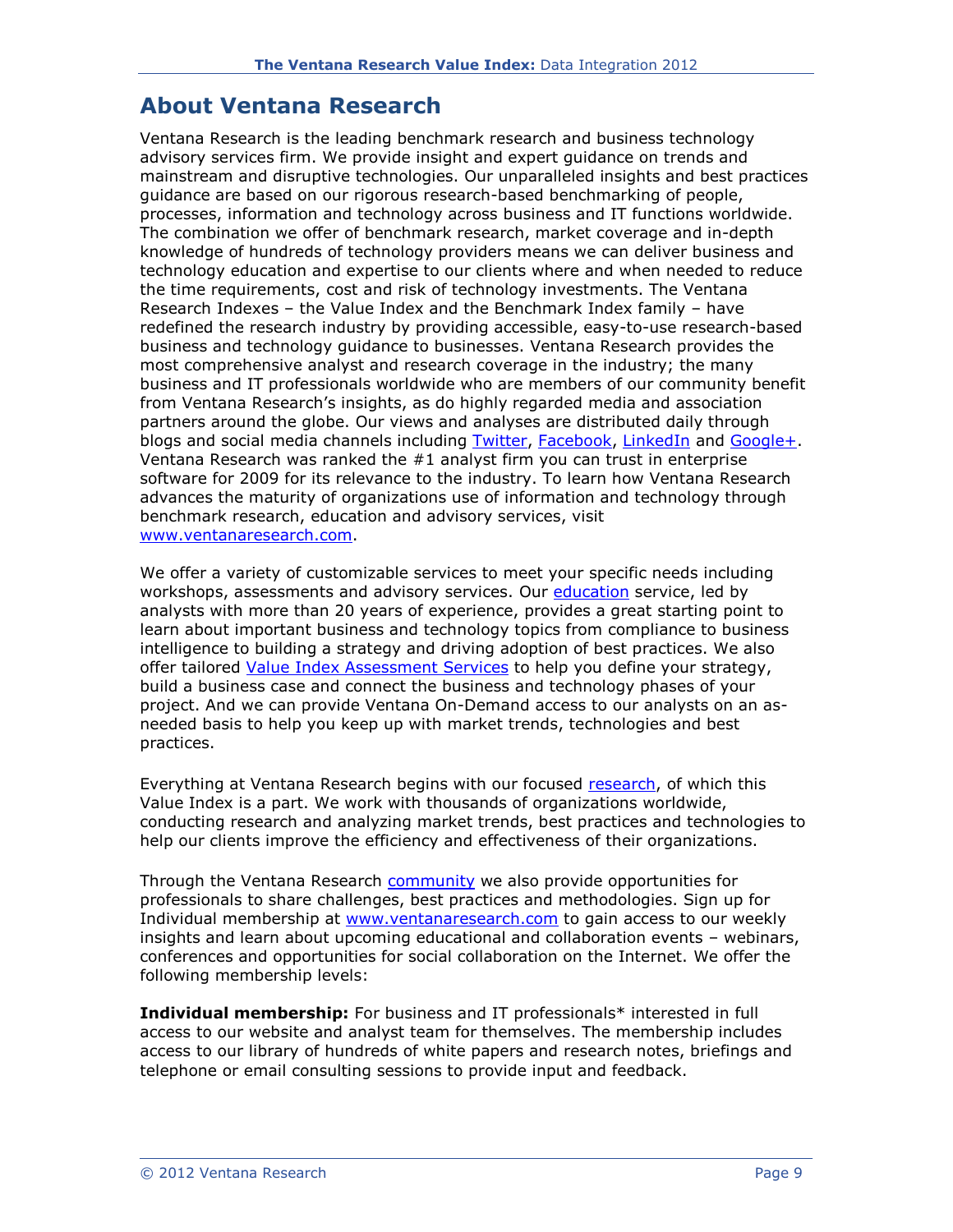# About Ventana Research

Ventana Research is the leading benchmark research and business technology advisory services firm. We provide insight and expert guidance on trends and mainstream and disruptive technologies. Our unparalleled insights and best practices guidance are based on our rigorous research-based benchmarking of people, processes, information and technology across business and IT functions worldwide. The combination we offer of benchmark research, market coverage and in-depth knowledge of hundreds of technology providers means we can deliver business and technology education and expertise to our clients where and when needed to reduce the time requirements, cost and risk of technology investments. The Ventana Research Indexes – the Value Index and the Benchmark Index family – have redefined the research industry by providing accessible, easy-to-use research-based business and technology guidance to businesses. Ventana Research provides the most comprehensive analyst and research coverage in the industry; the many business and IT professionals worldwide who are members of our community benefit from Ventana Research's insights, as do highly regarded media and association partners around the globe. Our views and analyses are distributed daily through blogs and social media channels including Twitter, Facebook, LinkedIn and Google+. Ventana Research was ranked the #1 analyst firm you can trust in enterprise software for 2009 for its relevance to the industry. To learn how Ventana Research advances the maturity of organizations use of information and technology through benchmark research, education and advisory services, visit www.ventanaresearch.com.

We offer a variety of customizable services to meet your specific needs including workshops, assessments and advisory services. Our education service, led by analysts with more than 20 years of experience, provides a great starting point to learn about important business and technology topics from compliance to business intelligence to building a strategy and driving adoption of best practices. We also offer tailored Value Index Assessment Services to help you define your strategy, build a business case and connect the business and technology phases of your project. And we can provide Ventana On-Demand access to our analysts on an as-needed basis to help you keep up with market trends, technologies and best practices.

Everything at Ventana Research begins with our focused research, of which this Value Index is a part. We work with thousands of organizations worldwide, conducting research and analyzing market trends, best practices and technologies to help our clients improve the efficiency and effectiveness of their organizations.

Through the Ventana Research community we also provide opportunities for professionals to share challenges, best practices and methodologies. Sign up for Individual membership at www.ventanaresearch.com to gain access to our weekly insights and learn about upcoming educational and collaboration events – webinars, conferences and opportunities for social collaboration on the Internet. We offer the following membership levels:

**Individual membership:** For business and IT professionals* interested in full access to our website and analyst team for themselves. The membership includes access to our library of hundreds of white papers and research notes, briefings and telephone or email consulting sessions to provide input and feedback.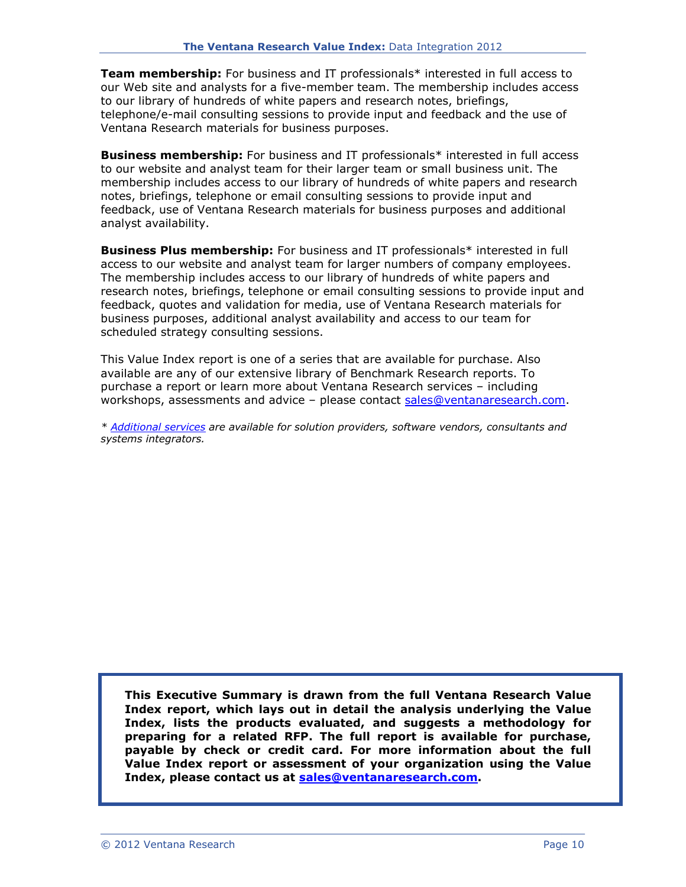**Team membership:** For business and IT professionals* interested in full access to our Web site and analysts for a five-member team. The membership includes access to our library of hundreds of white papers and research notes, briefings, telephone/e-mail consulting sessions to provide input and feedback and the use of Ventana Research materials for business purposes.

**Business membership:** For business and IT professionals* interested in full access to our website and analyst team for their larger team or small business unit. The membership includes access to our library of hundreds of white papers and research notes, briefings, telephone or email consulting sessions to provide input and feedback, use of Ventana Research materials for business purposes and additional analyst availability.

**Business Plus membership:** For business and IT professionals* interested in full access to our website and analyst team for larger numbers of company employees. The membership includes access to our library of hundreds of white papers and research notes, briefings, telephone or email consulting sessions to provide input and feedback, quotes and validation for media, use of Ventana Research materials for business purposes, additional analyst availability and access to our team for scheduled strategy consulting sessions.

This Value Index report is one of a series that are available for purchase. Also available are any of our extensive library of Benchmark Research reports. To purchase a report or learn more about Ventana Research services – including workshops, assessments and advice – please contact sales@ventanaresearch.com.

*\* Additional services are available for solution providers, software vendors, consultants and systems integrators.*

**This Executive Summary is drawn from the full Ventana Research Value Index report, which lays out in detail the analysis underlying the Value Index, lists the products evaluated, and suggests a methodology for preparing for a related RFP. The full report is available for purchase, payable by check or credit card. For more information about the full Value Index report or assessment of your organization using the Value Index, please contact us at sales@ventanaresearch.com.**